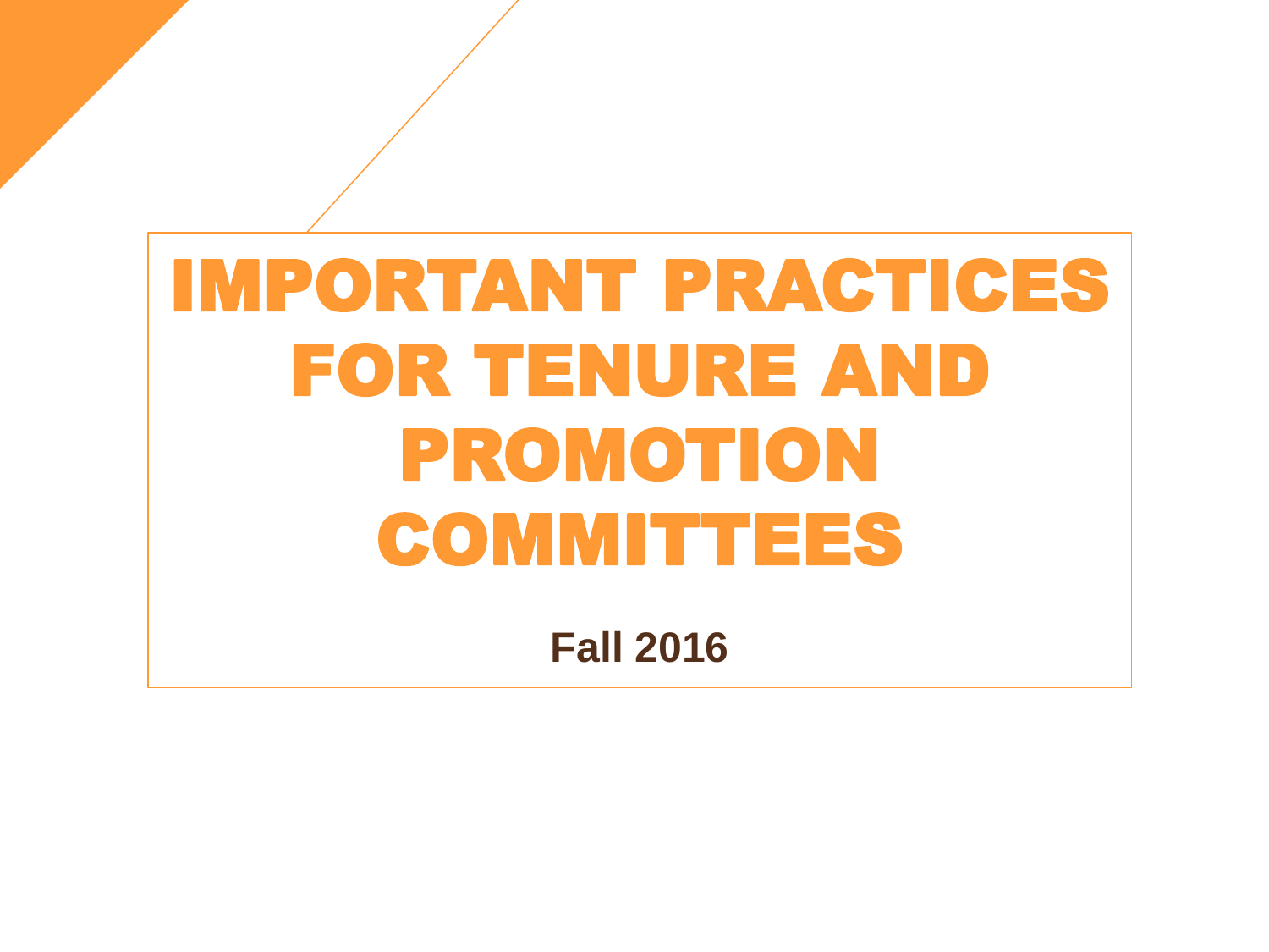# IMPORTANT PRACTICES FOR TENURE AND PROMOTION COMMITTEES

**Fall 2016**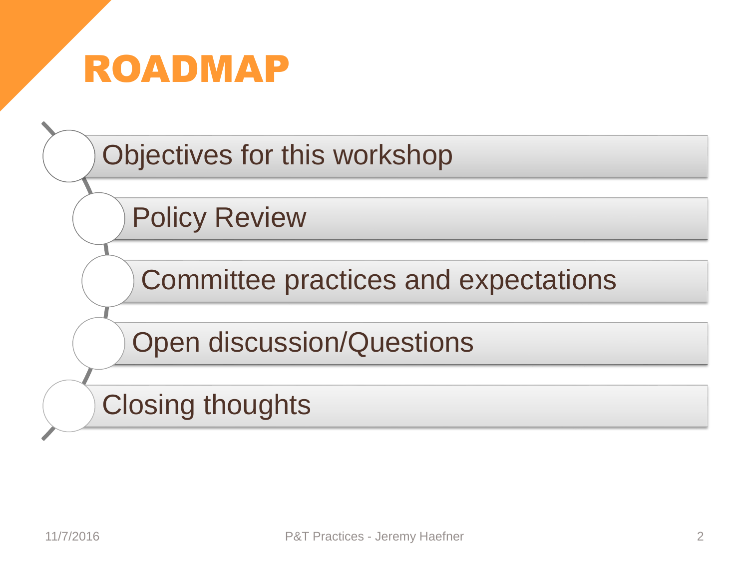# ROADMAP

- Objectives for this workshop
- Policy Review
- Committee practices and expectations
- Open discussion/Questions
- Closing thoughts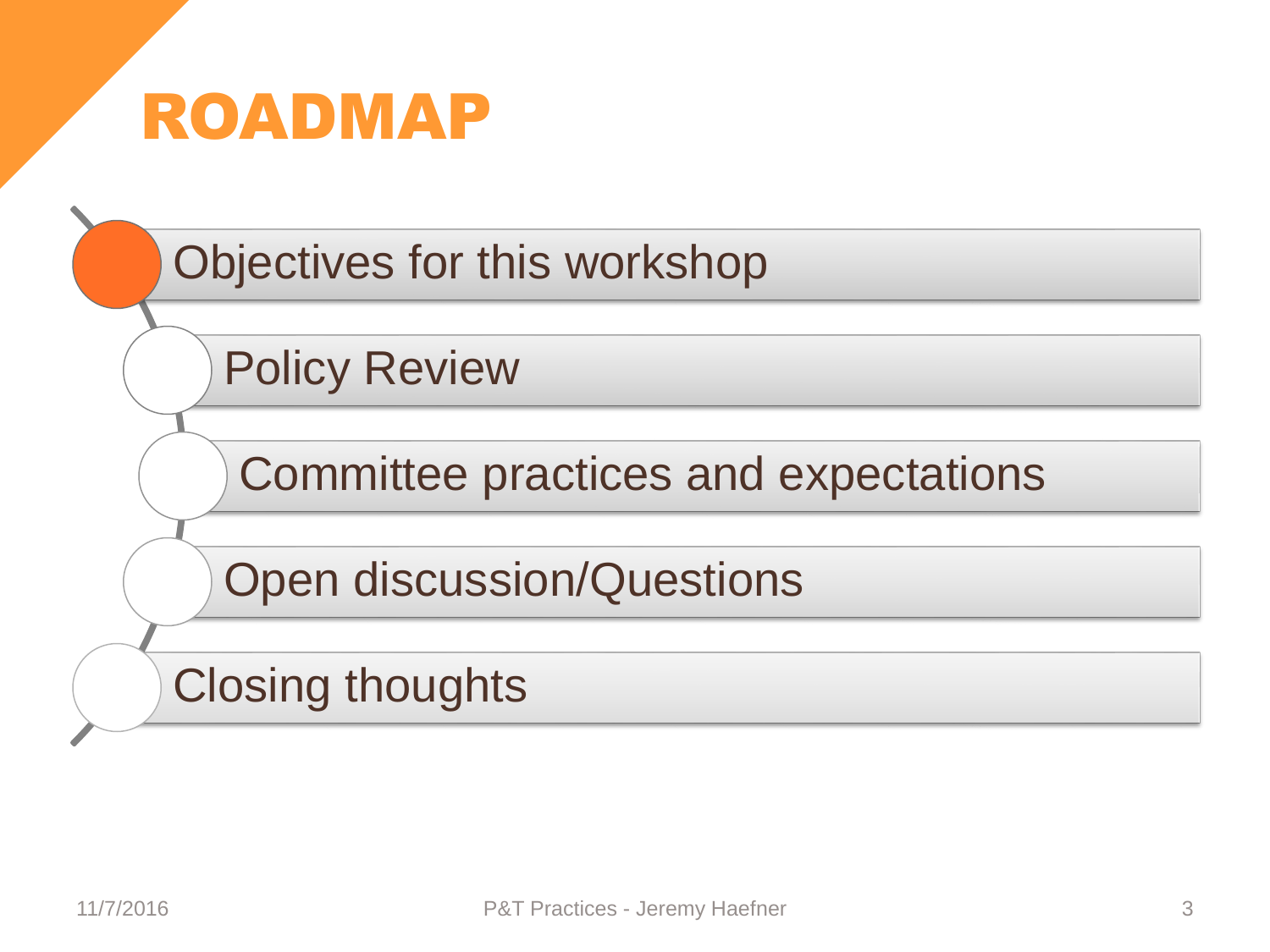# ROADMAP

- Objectives for this workshop
- Policy Review
- Committee practices and expectations
- Open discussion/Questions
- Closing thoughts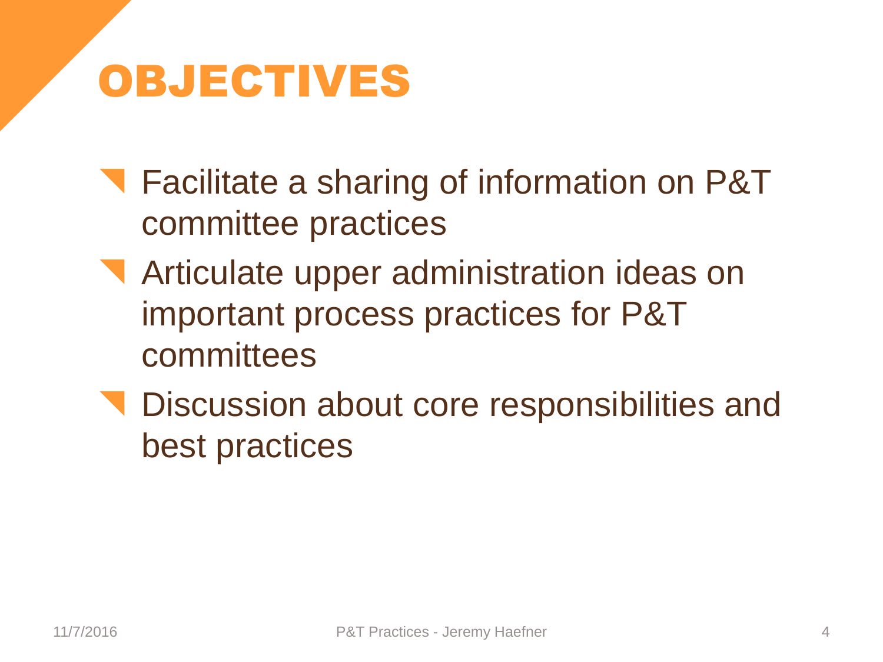# OBJECTIVES

- Facilitate a sharing of information on P&T committee practices
- Articulate upper administration ideas on important process practices for P&T committees
- Discussion about core responsibilities and best practices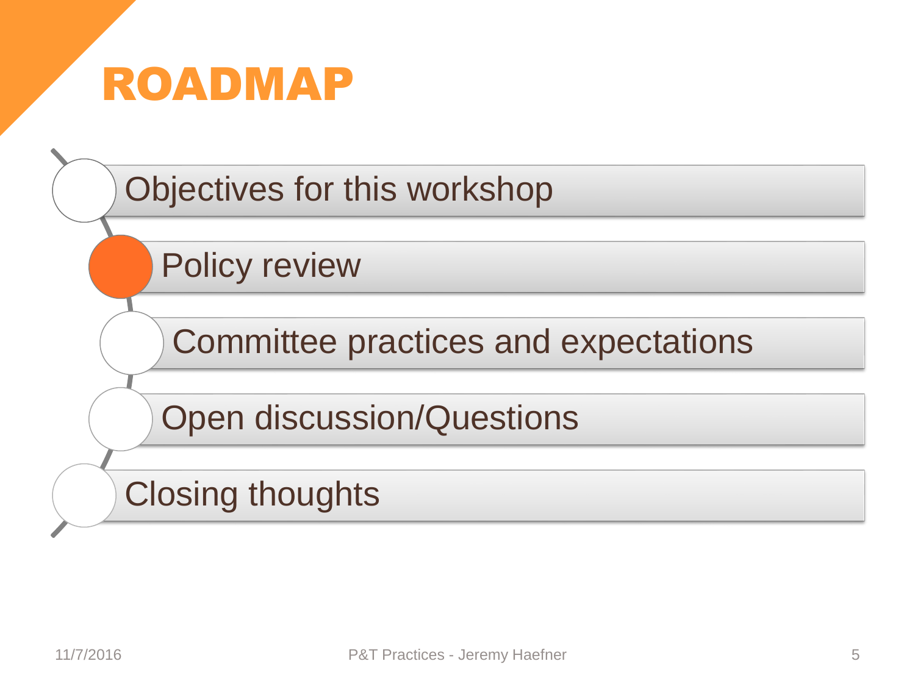# ROADMAP

- Objectives for this workshop
- Policy review
- Committee practices and expectations
- Open discussion/Questions
- Closing thoughts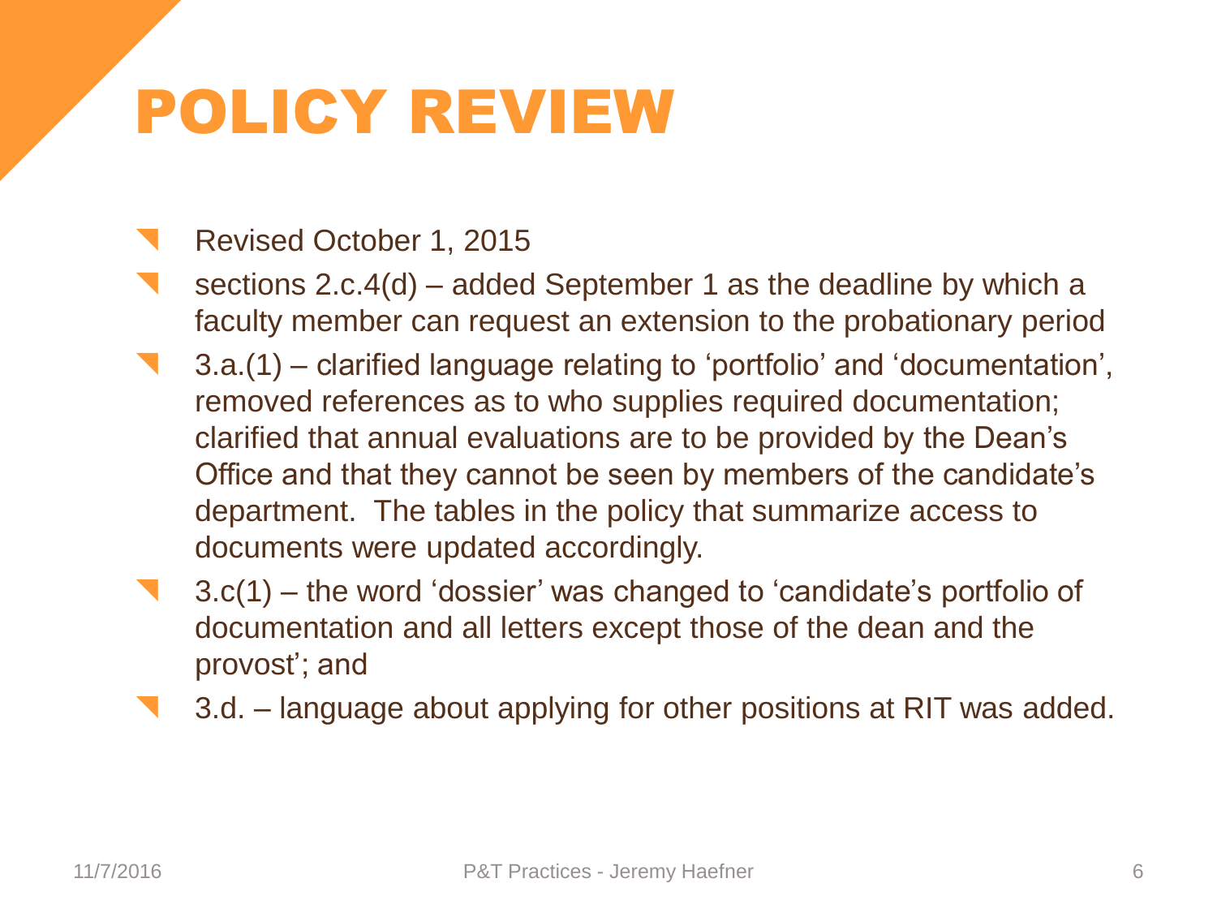# POLICY REVIEW

- Revised October 1, 2015
- sections 2.c.4(d) – added September 1 as the deadline by which a faculty member can request an extension to the probationary period
- 3.a.(1) – clarified language relating to 'portfolio' and 'documentation', removed references as to who supplies required documentation; clarified that annual evaluations are to be provided by the Dean's Office and that they cannot be seen by members of the candidate's department. The tables in the policy that summarize access to documents were updated accordingly.
- 3.c(1) – the word 'dossier' was changed to 'candidate's portfolio of documentation and all letters except those of the dean and the provost'; and
- 3.d. – language about applying for other positions at RIT was added.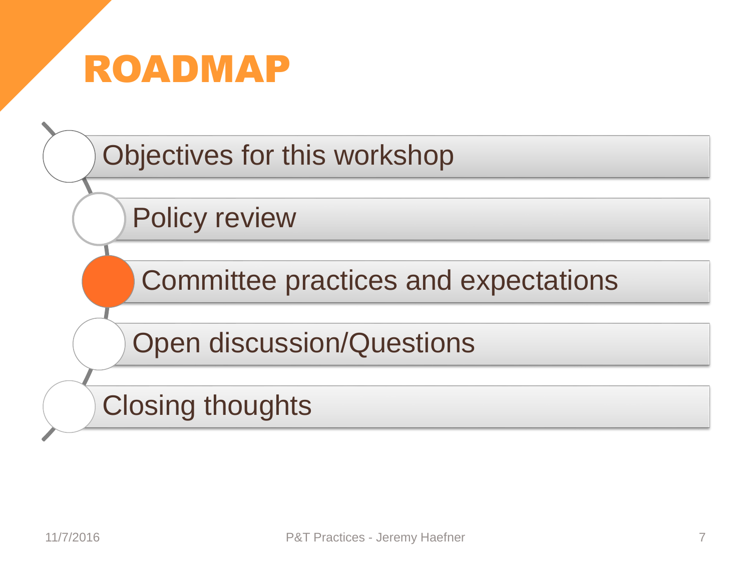# ROADMAP

- Objectives for this workshop
- Policy review
- Committee practices and expectations
- Open discussion/Questions
- Closing thoughts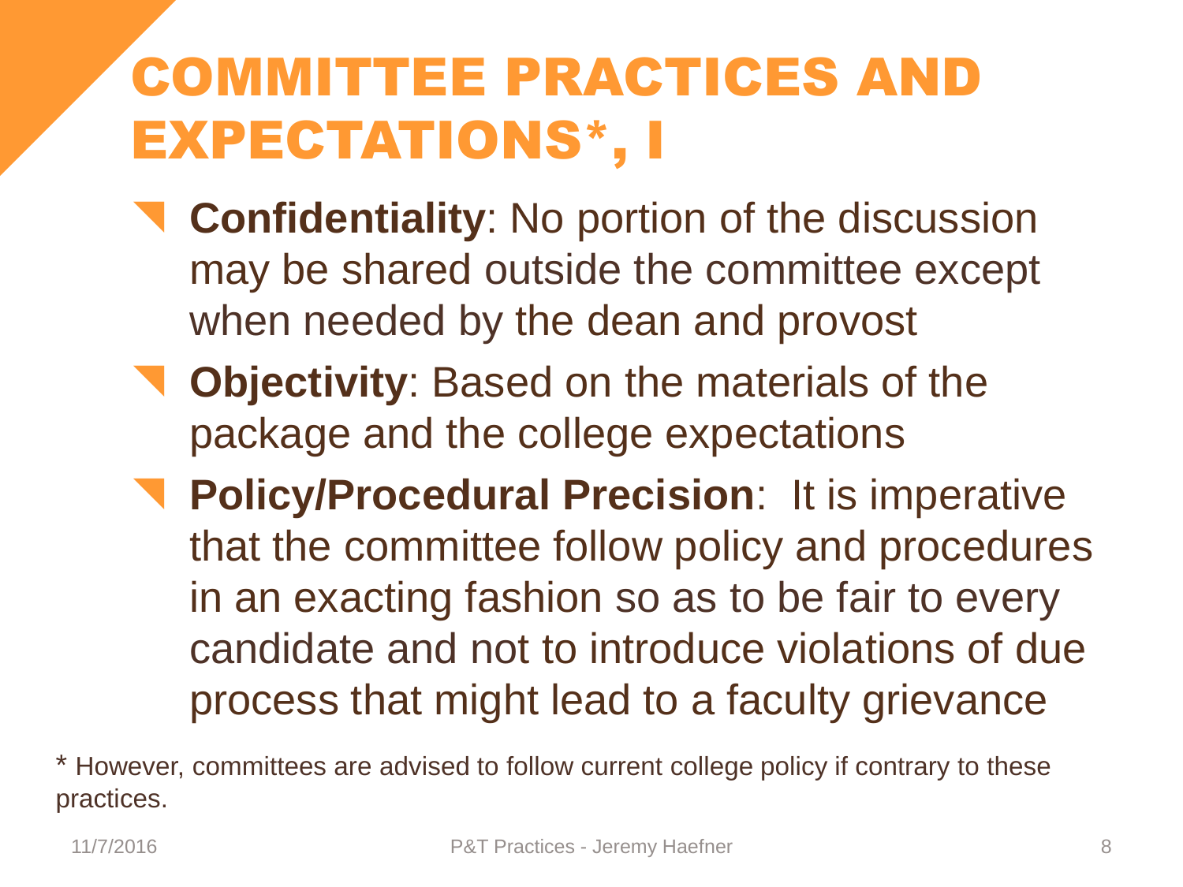# COMMITTEE PRACTICES AND EXPECTATIONS*, I

- **Confidentiality**: No portion of the discussion may be shared outside the committee except when needed by the dean and provost
- **Objectivity**: Based on the materials of the package and the college expectations
- **Policy/Procedural Precision**: It is imperative that the committee follow policy and procedures in an exacting fashion so as to be fair to every candidate and not to introduce violations of due process that might lead to a faculty grievance

* However, committees are advised to follow current college policy if contrary to these practices.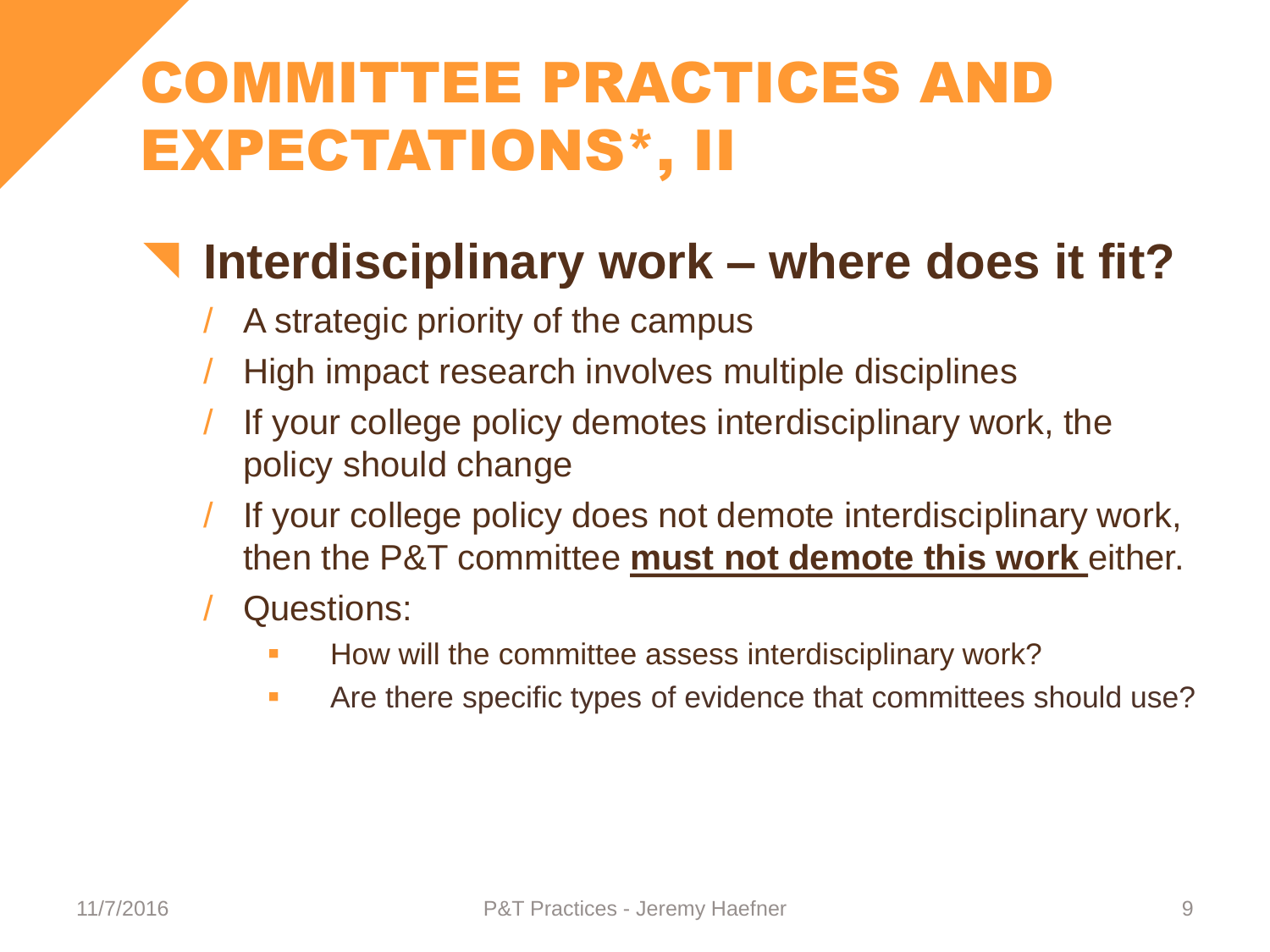# COMMITTEE PRACTICES AND EXPECTATIONS*, II

## Interdisciplinary work – where does it fit?

- A strategic priority of the campus
- High impact research involves multiple disciplines
- If your college policy demotes interdisciplinary work, the policy should change
- If your college policy does not demote interdisciplinary work, then the P&T committee **must not demote this work** either.
- Questions:
  - How will the committee assess interdisciplinary work?
  - Are there specific types of evidence that committees should use?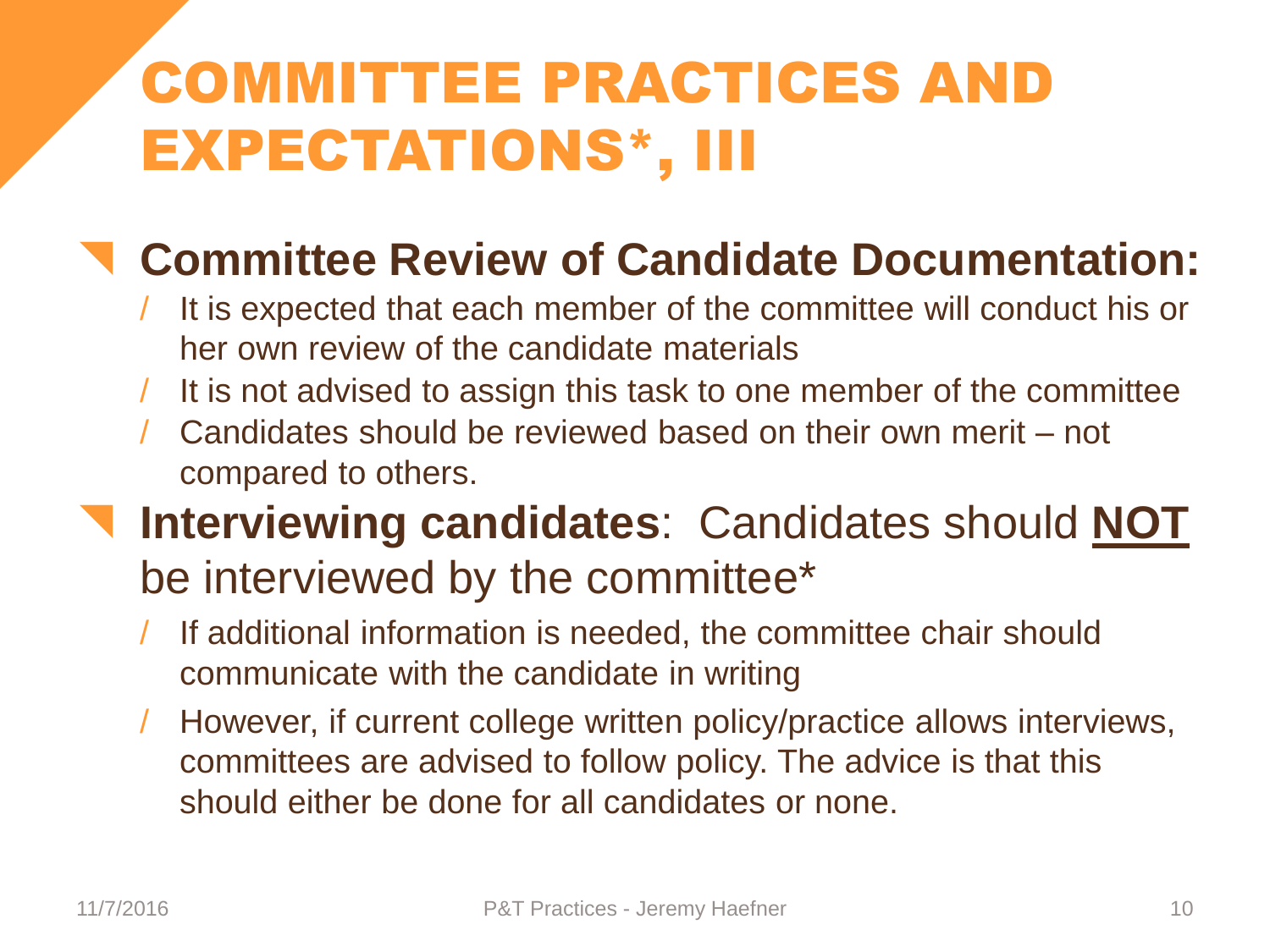# COMMITTEE PRACTICES AND EXPECTATIONS*, III

- **Committee Review of Candidate Documentation:**
  - It is expected that each member of the committee will conduct his or her own review of the candidate materials
  - It is not advised to assign this task to one member of the committee
  - Candidates should be reviewed based on their own merit – not compared to others.
- **Interviewing candidates**: Candidates should **NOT** be interviewed by the committee*
  - If additional information is needed, the committee chair should communicate with the candidate in writing
  - However, if current college written policy/practice allows interviews, committees are advised to follow policy. The advice is that this should either be done for all candidates or none.

11/7/2016 P&T Practices - Jeremy Haefner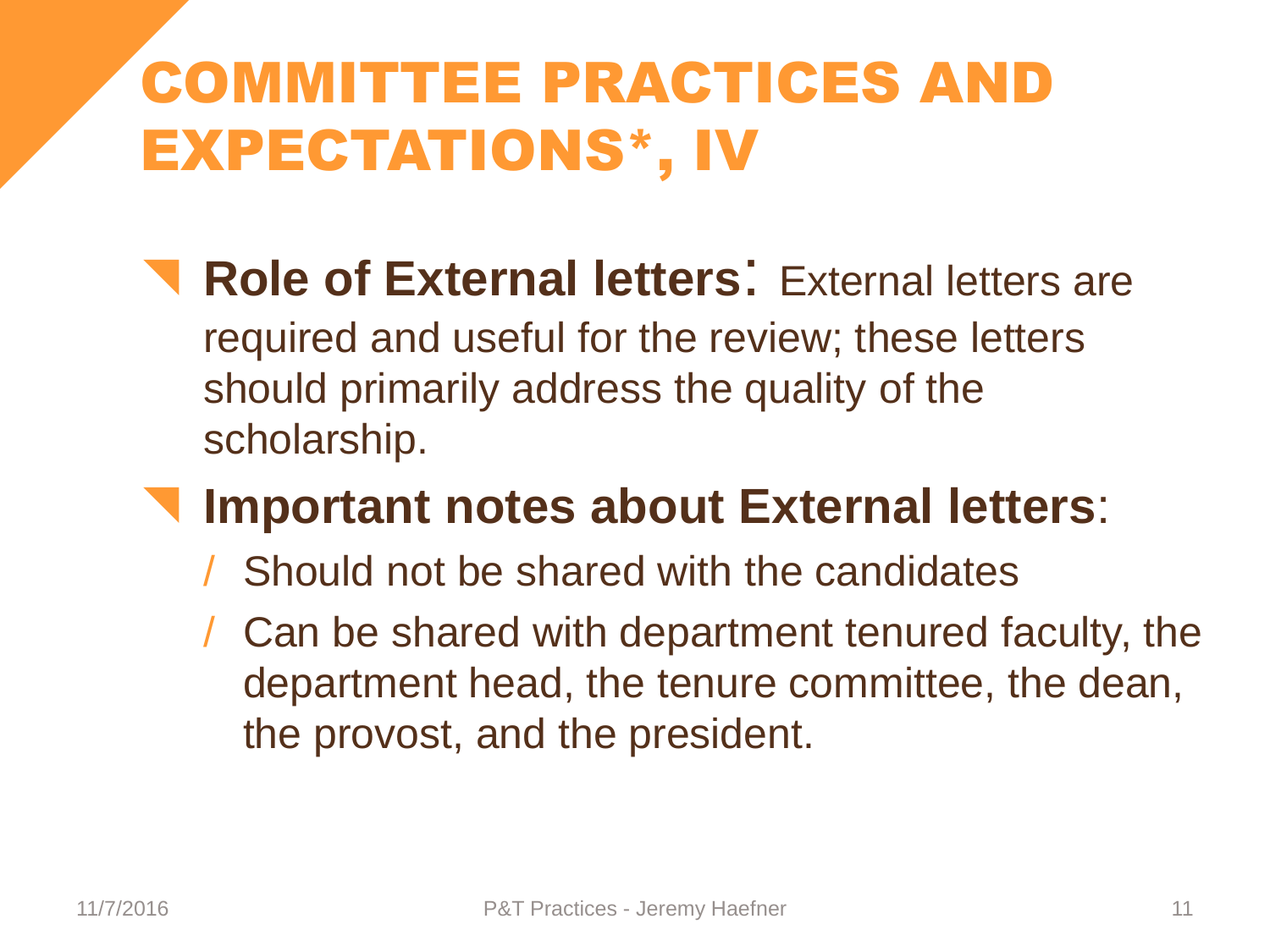# COMMITTEE PRACTICES AND EXPECTATIONS*, IV

- **Role of External letters**: External letters are required and useful for the review; these letters should primarily address the quality of the scholarship.
- **Important notes about External letters**:
  - Should not be shared with the candidates
  - Can be shared with department tenured faculty, the department head, the tenure committee, the dean, the provost, and the president.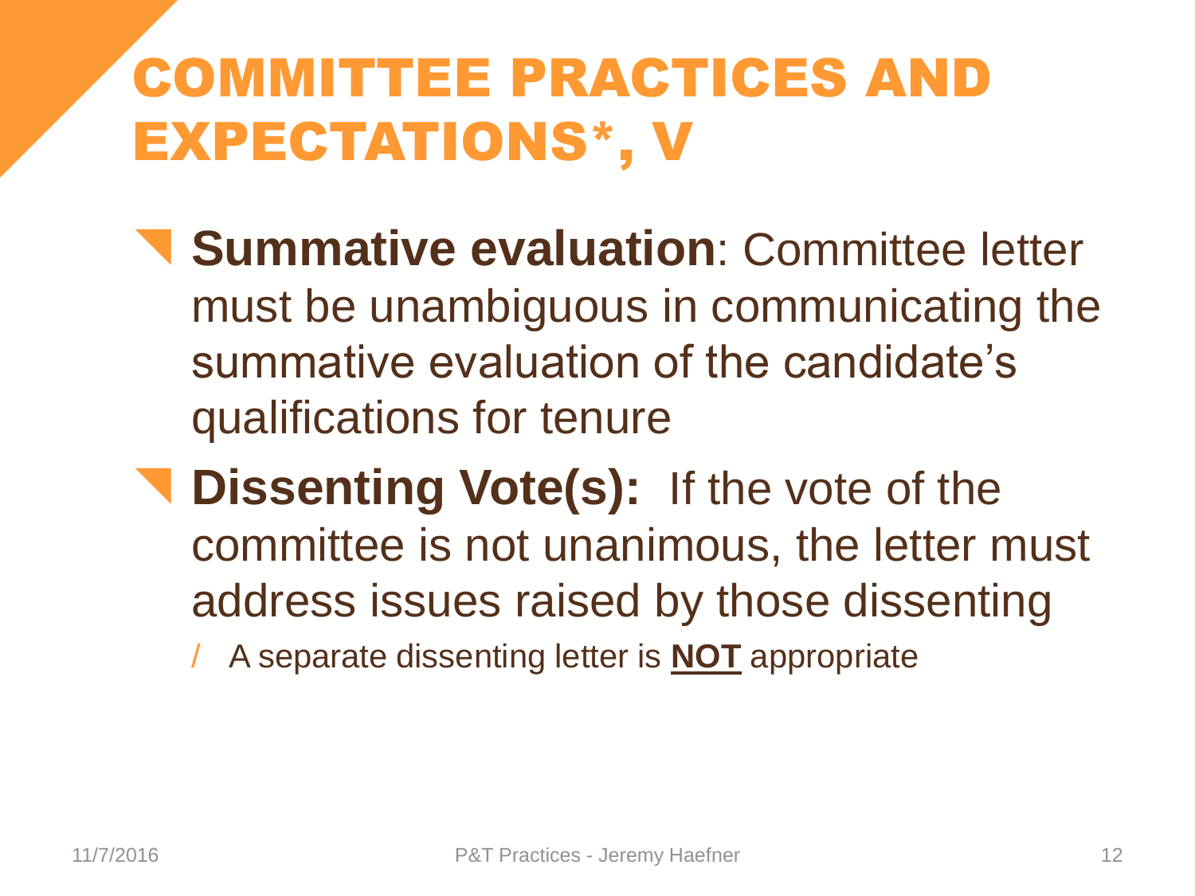# COMMITTEE PRACTICES AND EXPECTATIONS*, V

- **Summative evaluation**: Committee letter must be unambiguous in communicating the summative evaluation of the candidate's qualifications for tenure
- **Dissenting Vote(s):** If the vote of the committee is not unanimous, the letter must address issues raised by those dissenting
  - A separate dissenting letter is <u>**NOT**</u> appropriate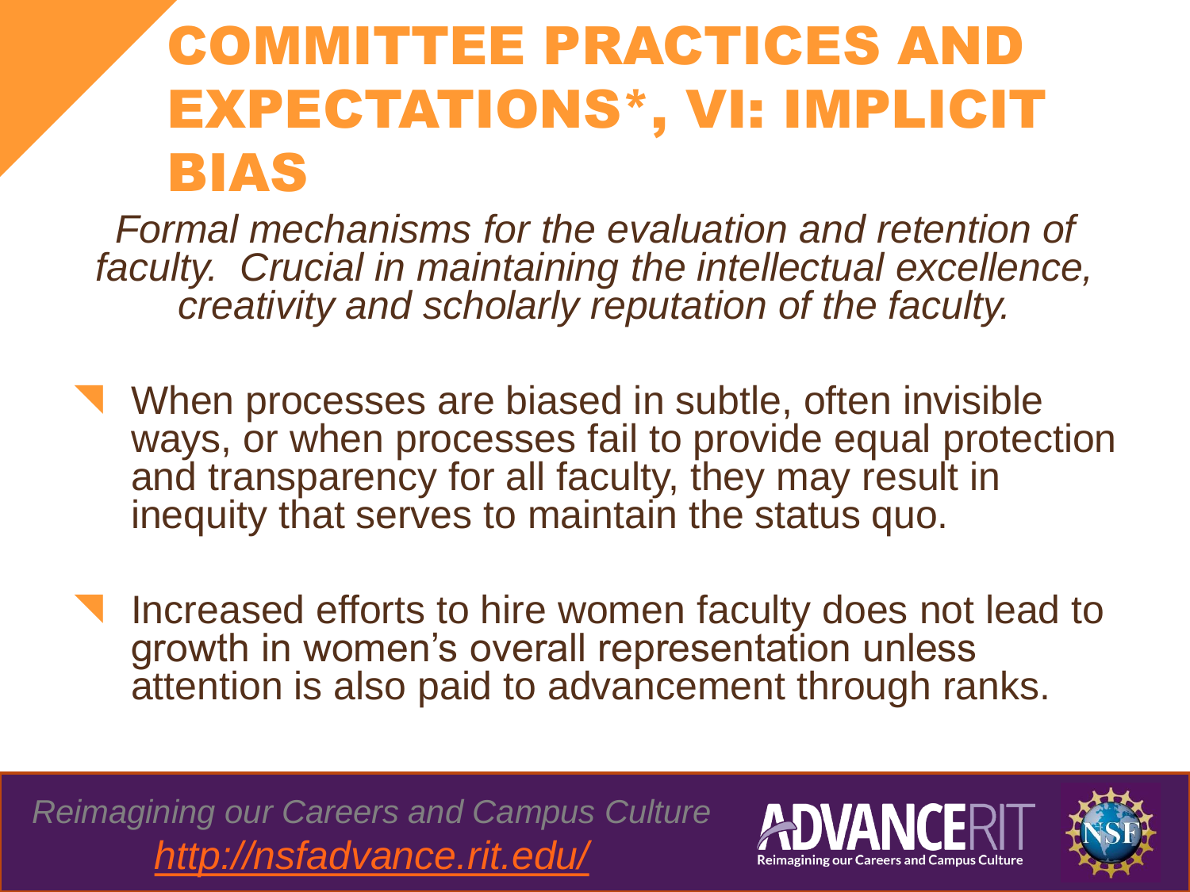# COMMITTEE PRACTICES AND EXPECTATIONS*, VI: IMPLICIT BIAS

*Formal mechanisms for the evaluation and retention of faculty. Crucial in maintaining the intellectual excellence, creativity and scholarly reputation of the faculty.*

- When processes are biased in subtle, often invisible ways, or when processes fail to provide equal protection and transparency for all faculty, they may result in inequity that serves to maintain the status quo.
- Increased efforts to hire women faculty does not lead to growth in women's overall representation unless attention is also paid to advancement through ranks.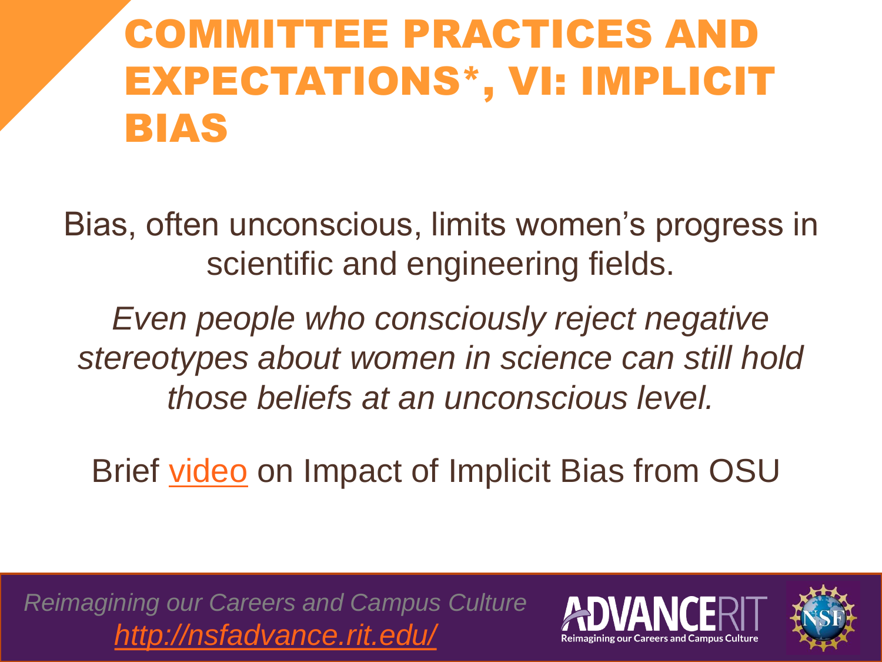# COMMITTEE PRACTICES AND EXPECTATIONS*, VI: IMPLICIT BIAS

Bias, often unconscious, limits women's progress in scientific and engineering fields.

*Even people who consciously reject negative stereotypes about women in science can still hold those beliefs at an unconscious level.*

Brief video on Impact of Implicit Bias from OSU

*Reimagining our Careers and Campus Culture*
*http://nsfadvance.rit.edu/*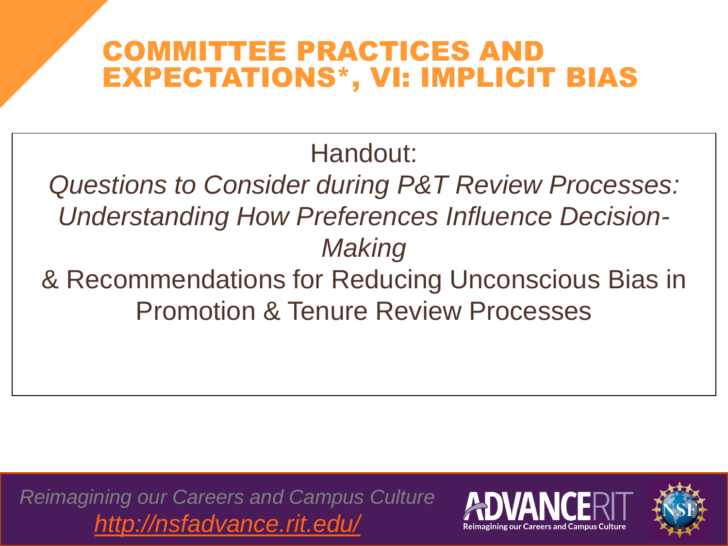# COMMITTEE PRACTICES AND EXPECTATIONS*, VI: IMPLICIT BIAS

Handout:

*Questions to Consider during P&T Review Processes: Understanding How Preferences Influence Decision-Making*

& Recommendations for Reducing Unconscious Bias in Promotion & Tenure Review Processes

*Reimagining our Careers and Campus Culture*
*http://nsfadvance.rit.edu/*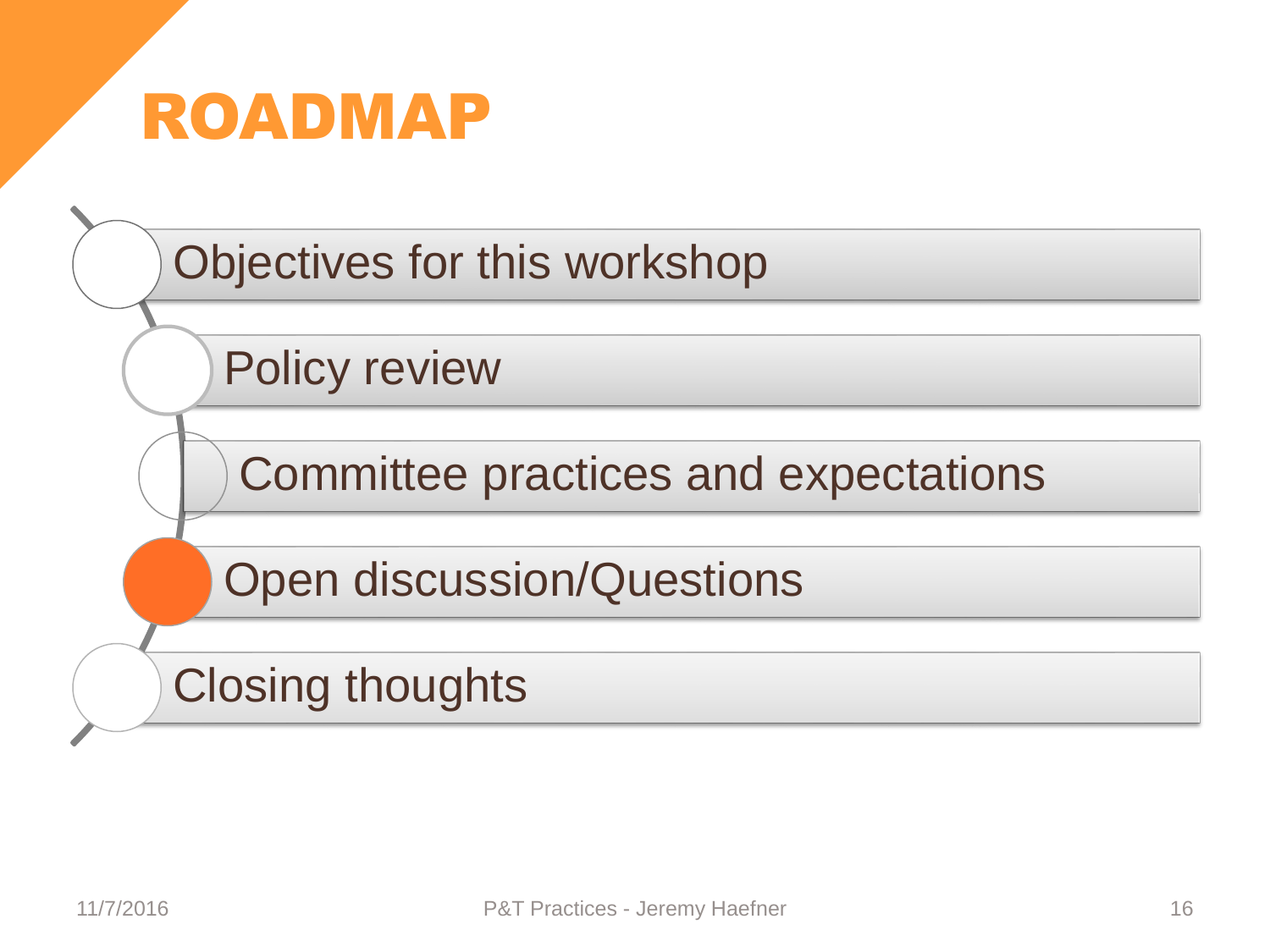# ROADMAP

- Objectives for this workshop
- Policy review
- Committee practices and expectations
- Open discussion/Questions
- Closing thoughts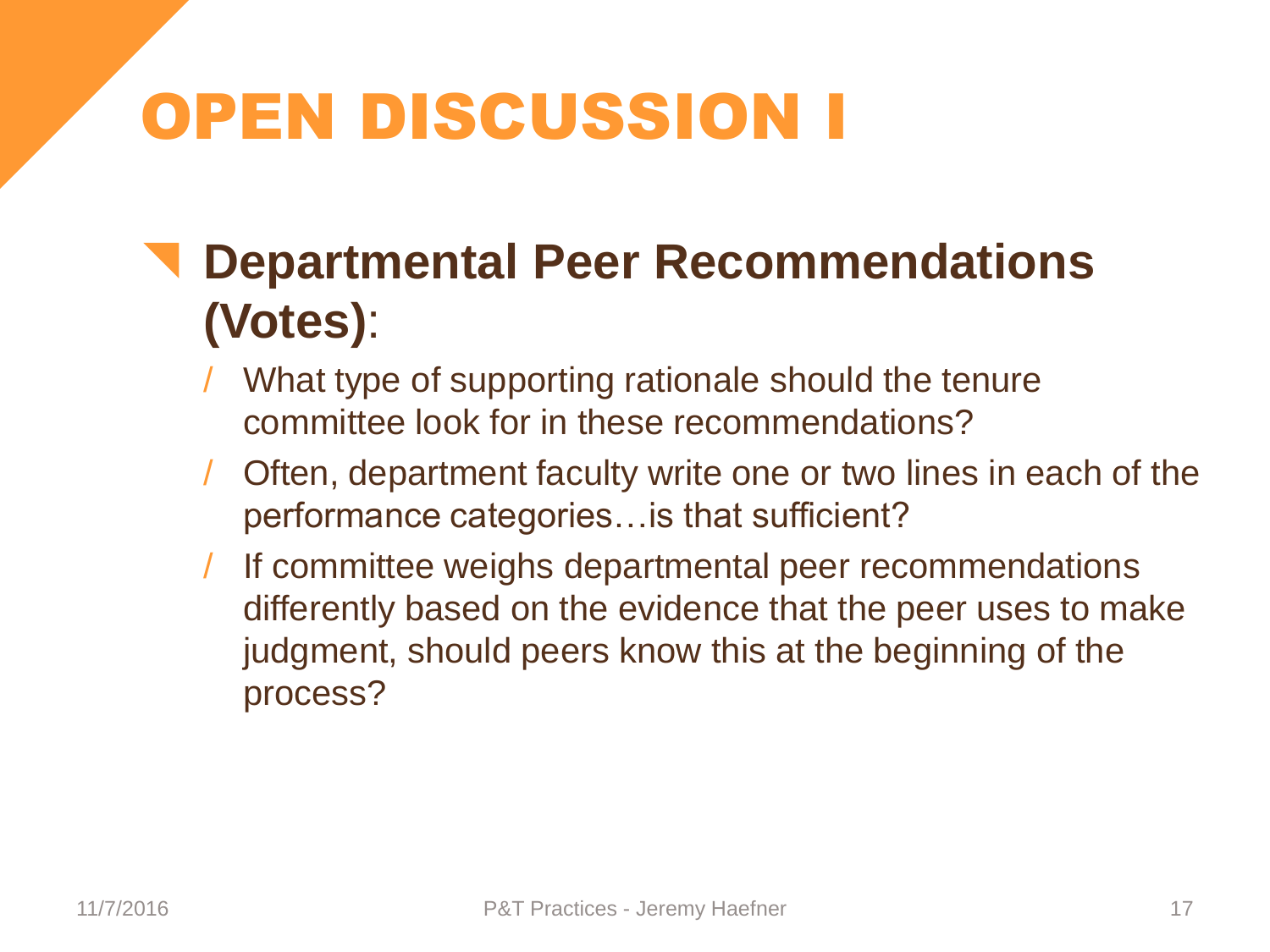# OPEN DISCUSSION I

- **Departmental Peer Recommendations (Votes)**:
  - What type of supporting rationale should the tenure committee look for in these recommendations?
  - Often, department faculty write one or two lines in each of the performance categories…is that sufficient?
  - If committee weighs departmental peer recommendations differently based on the evidence that the peer uses to make judgment, should peers know this at the beginning of the process?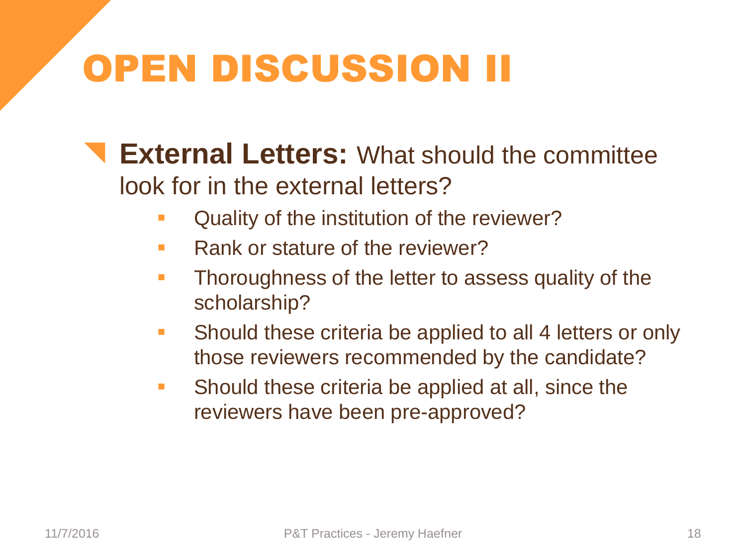# OPEN DISCUSSION II

- **External Letters:** What should the committee look for in the external letters?
  - Quality of the institution of the reviewer?
  - Rank or stature of the reviewer?
  - Thoroughness of the letter to assess quality of the scholarship?
  - Should these criteria be applied to all 4 letters or only those reviewers recommended by the candidate?
  - Should these criteria be applied at all, since the reviewers have been pre-approved?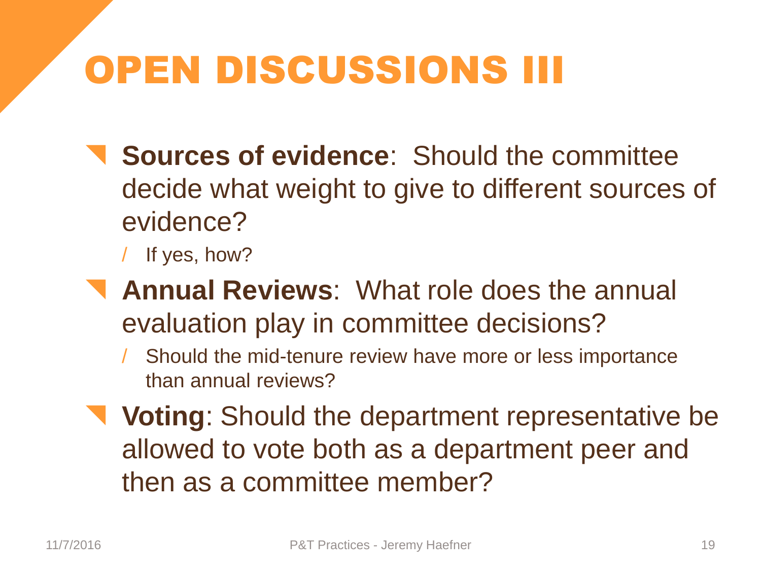# OPEN DISCUSSIONS III

- **Sources of evidence**: Should the committee decide what weight to give to different sources of evidence?
  - If yes, how?
- **Annual Reviews**: What role does the annual evaluation play in committee decisions?
  - Should the mid-tenure review have more or less importance than annual reviews?
- **Voting**: Should the department representative be allowed to vote both as a department peer and then as a committee member?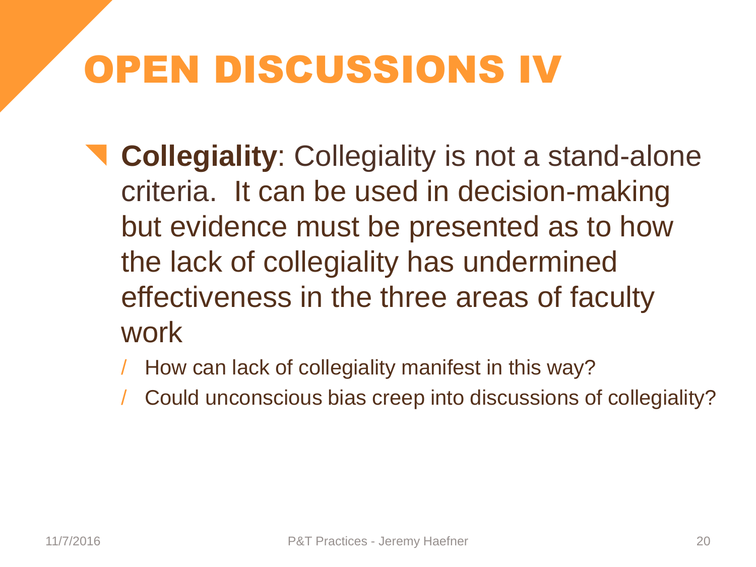# OPEN DISCUSSIONS IV

- **Collegiality**: Collegiality is not a stand-alone criteria. It can be used in decision-making but evidence must be presented as to how the lack of collegiality has undermined effectiveness in the three areas of faculty work
  - How can lack of collegiality manifest in this way?
  - Could unconscious bias creep into discussions of collegiality?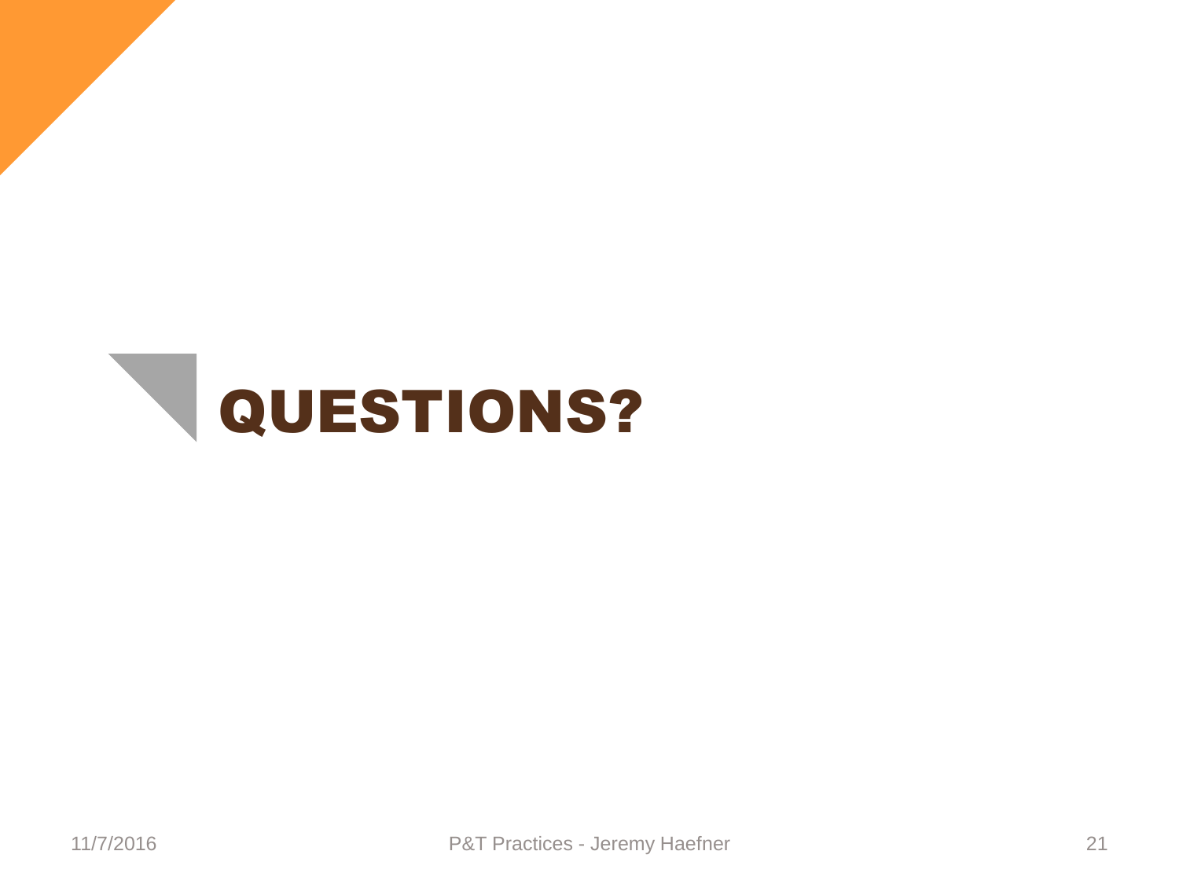# QUESTIONS?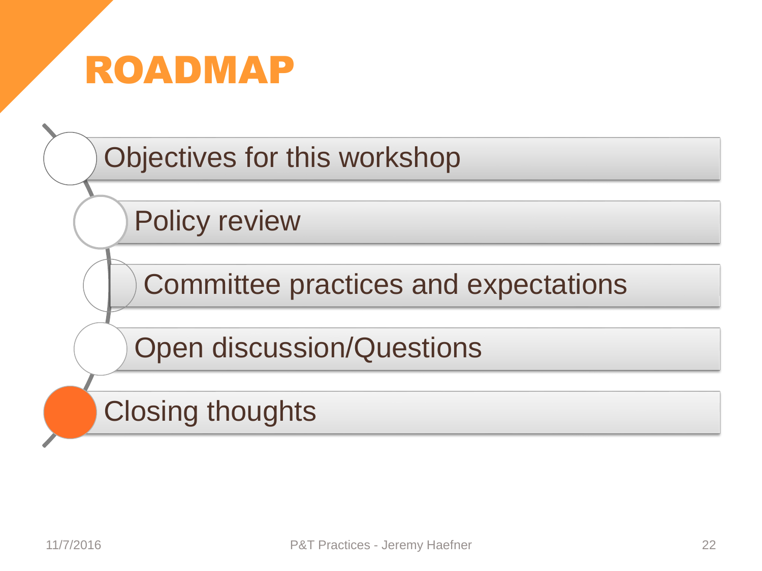# ROADMAP

- Objectives for this workshop
- Policy review
- Committee practices and expectations
- Open discussion/Questions
- Closing thoughts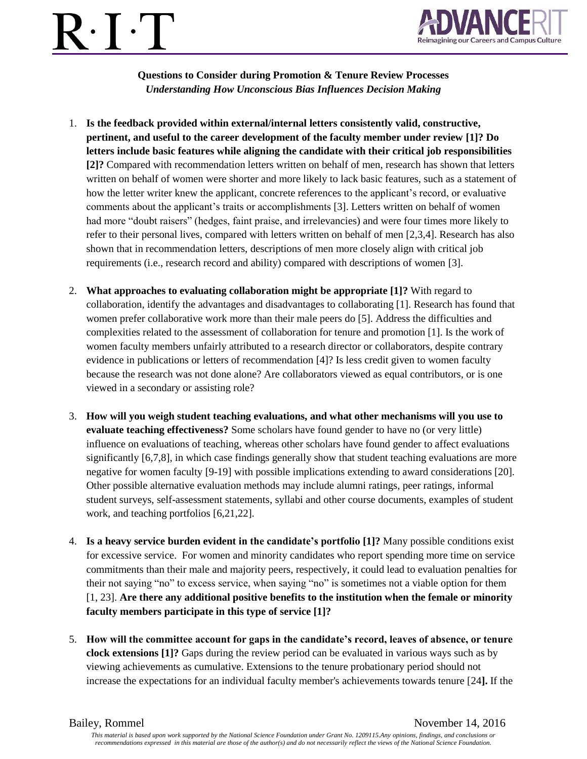**Questions to Consider during Promotion & Tenure Review Processes**
***Understanding How Unconscious Bias Influences Decision Making***

1. **Is the feedback provided within external/internal letters consistently valid, constructive, pertinent, and useful to the career development of the faculty member under review [1]? Do letters include basic features while aligning the candidate with their critical job responsibilities [2]?** Compared with recommendation letters written on behalf of men, research has shown that letters written on behalf of women were shorter and more likely to lack basic features, such as a statement of how the letter writer knew the applicant, concrete references to the applicant's record, or evaluative comments about the applicant's traits or accomplishments [3]. Letters written on behalf of women had more "doubt raisers" (hedges, faint praise, and irrelevancies) and were four times more likely to refer to their personal lives, compared with letters written on behalf of men [2,3,4]. Research has also shown that in recommendation letters, descriptions of men more closely align with critical job requirements (i.e., research record and ability) compared with descriptions of women [3].

2. **What approaches to evaluating collaboration might be appropriate [1]?** With regard to collaboration, identify the advantages and disadvantages to collaborating [1]. Research has found that women prefer collaborative work more than their male peers do [5]. Address the difficulties and complexities related to the assessment of collaboration for tenure and promotion [1]. Is the work of women faculty members unfairly attributed to a research director or collaborators, despite contrary evidence in publications or letters of recommendation [4]? Is less credit given to women faculty because the research was not done alone? Are collaborators viewed as equal contributors, or is one viewed in a secondary or assisting role?

3. **How will you weigh student teaching evaluations, and what other mechanisms will you use to evaluate teaching effectiveness?** Some scholars have found gender to have no (or very little) influence on evaluations of teaching, whereas other scholars have found gender to affect evaluations significantly [6,7,8], in which case findings generally show that student teaching evaluations are more negative for women faculty [9-19] with possible implications extending to award considerations [20]. Other possible alternative evaluation methods may include alumni ratings, peer ratings, informal student surveys, self-assessment statements, syllabi and other course documents, examples of student work, and teaching portfolios [6,21,22].

4. **Is a heavy service burden evident in the candidate's portfolio [1]?** Many possible conditions exist for excessive service. For women and minority candidates who report spending more time on service commitments than their male and majority peers, respectively, it could lead to evaluation penalties for their not saying "no" to excess service, when saying "no" is sometimes not a viable option for them [1, 23]. **Are there any additional positive benefits to the institution when the female or minority faculty members participate in this type of service [1]?**

5. **How will the committee account for gaps in the candidate's record, leaves of absence, or tenure clock extensions [1]?** Gaps during the review period can be evaluated in various ways such as by viewing achievements as cumulative. Extensions to the tenure probationary period should not increase the expectations for an individual faculty member's achievements towards tenure [24]. If the

*This material is based upon work supported by the National Science Foundation under Grant No. 1209115.Any opinions, findings, and conclusions or recommendations expressed in this material are those of the author(s) and do not necessarily reflect the views of the National Science Foundation.*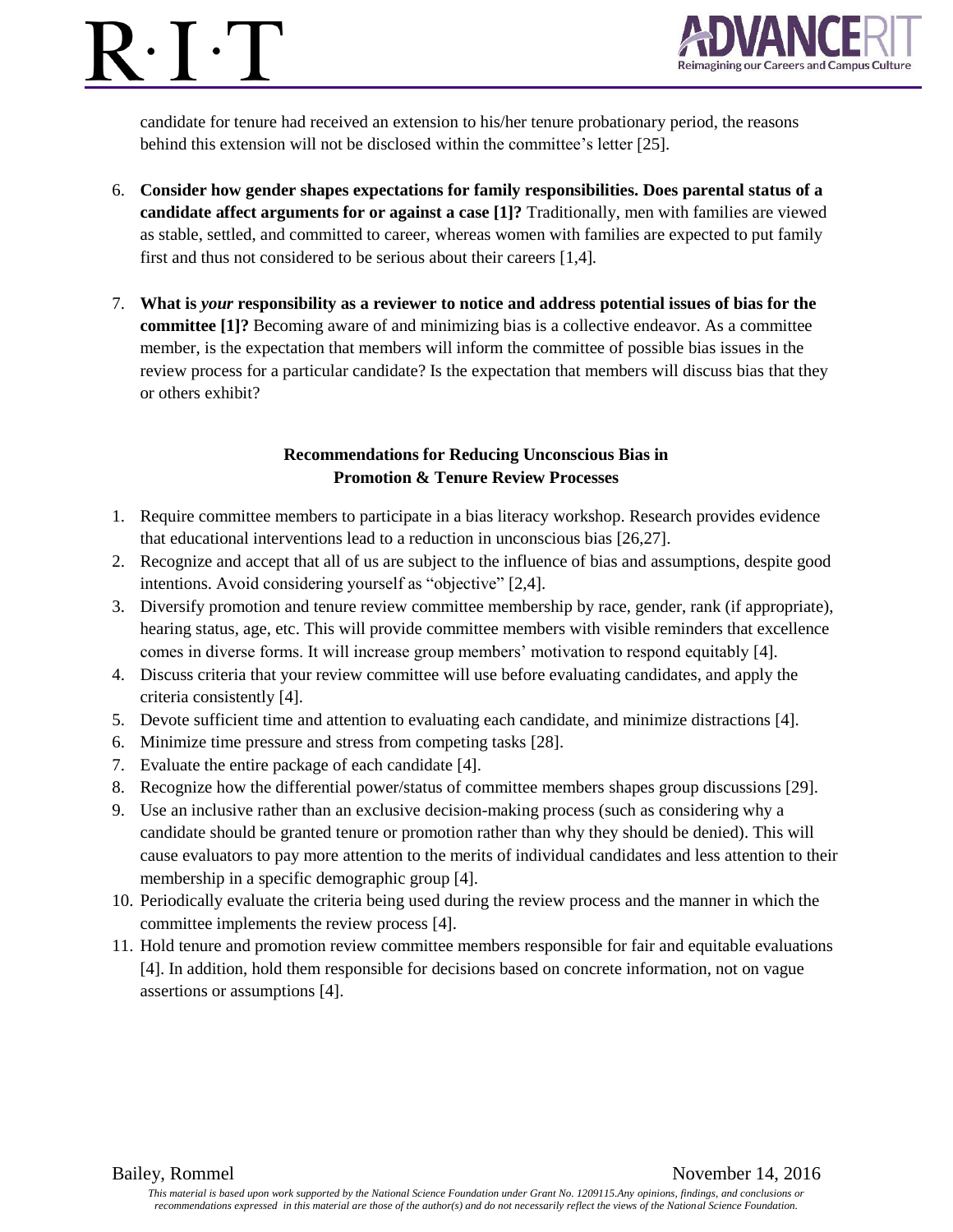candidate for tenure had received an extension to his/her tenure probationary period, the reasons behind this extension will not be disclosed within the committee's letter [25].

6. **Consider how gender shapes expectations for family responsibilities. Does parental status of a candidate affect arguments for or against a case [1]?** Traditionally, men with families are viewed as stable, settled, and committed to career, whereas women with families are expected to put family first and thus not considered to be serious about their careers [1,4].

7. **What is *your* responsibility as a reviewer to notice and address potential issues of bias for the committee [1]?** Becoming aware of and minimizing bias is a collective endeavor. As a committee member, is the expectation that members will inform the committee of possible bias issues in the review process for a particular candidate? Is the expectation that members will discuss bias that they or others exhibit?

### Recommendations for Reducing Unconscious Bias in Promotion & Tenure Review Processes

1. Require committee members to participate in a bias literacy workshop. Research provides evidence that educational interventions lead to a reduction in unconscious bias [26,27].
2. Recognize and accept that all of us are subject to the influence of bias and assumptions, despite good intentions. Avoid considering yourself as "objective" [2,4].
3. Diversify promotion and tenure review committee membership by race, gender, rank (if appropriate), hearing status, age, etc. This will provide committee members with visible reminders that excellence comes in diverse forms. It will increase group members' motivation to respond equitably [4].
4. Discuss criteria that your review committee will use before evaluating candidates, and apply the criteria consistently [4].
5. Devote sufficient time and attention to evaluating each candidate, and minimize distractions [4].
6. Minimize time pressure and stress from competing tasks [28].
7. Evaluate the entire package of each candidate [4].
8. Recognize how the differential power/status of committee members shapes group discussions [29].
9. Use an inclusive rather than an exclusive decision-making process (such as considering why a candidate should be granted tenure or promotion rather than why they should be denied). This will cause evaluators to pay more attention to the merits of individual candidates and less attention to their membership in a specific demographic group [4].
10. Periodically evaluate the criteria being used during the review process and the manner in which the committee implements the review process [4].
11. Hold tenure and promotion review committee members responsible for fair and equitable evaluations [4]. In addition, hold them responsible for decisions based on concrete information, not on vague assertions or assumptions [4].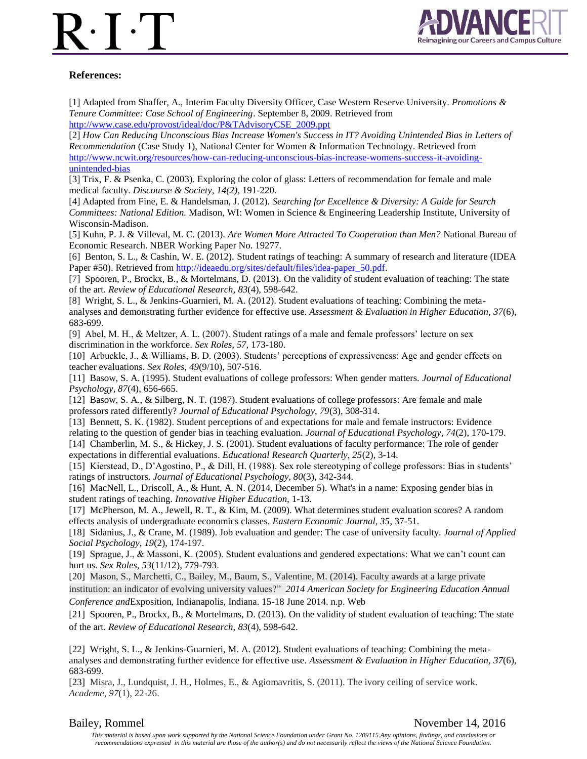**References:**

[1] Adapted from Shaffer, A., Interim Faculty Diversity Officer, Case Western Reserve University. *Promotions & Tenure Committee: Case School of Engineering*. September 8, 2009. Retrieved from http://www.case.edu/provost/ideal/doc/P&TAdvisoryCSE_2009.ppt

[2] *How Can Reducing Unconscious Bias Increase Women's Success in IT? Avoiding Unintended Bias in Letters of Recommendation* (Case Study 1), National Center for Women & Information Technology. Retrieved from http://www.ncwit.org/resources/how-can-reducing-unconscious-bias-increase-womens-success-it-avoiding-unintended-bias

[3] Trix, F. & Psenka, C. (2003). Exploring the color of glass: Letters of recommendation for female and male medical faculty. *Discourse & Society, 14(2),* 191-220.

[4] Adapted from Fine, E. & Handelsman, J. (2012). *Searching for Excellence & Diversity: A Guide for Search Committees: National Edition.* Madison, WI: Women in Science & Engineering Leadership Institute, University of Wisconsin-Madison.

[5] Kuhn, P. J. & Villeval, M. C. (2013). *Are Women More Attracted To Cooperation than Men?* National Bureau of Economic Research. NBER Working Paper No. 19277.

[6] Benton, S. L., & Cashin, W. E. (2012). Student ratings of teaching: A summary of research and literature (IDEA Paper #50). Retrieved from http://ideaedu.org/sites/default/files/idea-paper_50.pdf.

[7] Spooren, P., Brockx, B., & Mortelmans, D. (2013). On the validity of student evaluation of teaching: The state of the art. *Review of Educational Research, 83*(4), 598-642.

[8] Wright, S. L., & Jenkins-Guarnieri, M. A. (2012). Student evaluations of teaching: Combining the meta-analyses and demonstrating further evidence for effective use. *Assessment & Evaluation in Higher Education, 37*(6), 683-699.

[9] Abel, M. H., & Meltzer, A. L. (2007). Student ratings of a male and female professors' lecture on sex discrimination in the workforce. *Sex Roles, 57,* 173-180.

[10] Arbuckle, J., & Williams, B. D. (2003). Students' perceptions of expressiveness: Age and gender effects on teacher evaluations. *Sex Roles, 49*(9/10), 507-516.

[11] Basow, S. A. (1995). Student evaluations of college professors: When gender matters. *Journal of Educational Psychology, 87*(4), 656-665.

[12] Basow, S. A., & Silberg, N. T. (1987). Student evaluations of college professors: Are female and male professors rated differently? *Journal of Educational Psychology, 79*(3), 308-314.

[13] Bennett, S. K. (1982). Student perceptions of and expectations for male and female instructors: Evidence relating to the question of gender bias in teaching evaluation. *Journal of Educational Psychology, 74*(2), 170-179.

[14] Chamberlin, M. S., & Hickey, J. S. (2001). Student evaluations of faculty performance: The role of gender expectations in differential evaluations. *Educational Research Quarterly, 25*(2), 3-14.

[15] Kierstead, D., D'Agostino, P., & Dill, H. (1988). Sex role stereotyping of college professors: Bias in students' ratings of instructors. *Journal of Educational Psychology, 80*(3), 342-344.

[16] MacNell, L., Driscoll, A., & Hunt, A. N. (2014, December 5). What's in a name: Exposing gender bias in student ratings of teaching. *Innovative Higher Education,* 1-13.

[17] McPherson, M. A., Jewell, R. T., & Kim, M. (2009). What determines student evaluation scores? A random effects analysis of undergraduate economics classes. *Eastern Economic Journal, 35*, 37-51.

[18] Sidanius, J., & Crane, M. (1989). Job evaluation and gender: The case of university faculty. *Journal of Applied Social Psychology, 19*(2), 174-197.

[19] Sprague, J., & Massoni, K. (2005). Student evaluations and gendered expectations: What we can't count can hurt us. *Sex Roles, 53*(11/12), 779-793.

[20] Mason, S., Marchetti, C., Bailey, M., Baum, S., Valentine, M. (2014). Faculty awards at a large private institution: an indicator of evolving university values?" *2014 American Society for Engineering Education Annual Conference and*Exposition, Indianapolis, Indiana. 15-18 June 2014. n.p. Web

[21] Spooren, P., Brockx, B., & Mortelmans, D. (2013). On the validity of student evaluation of teaching: The state of the art. *Review of Educational Research, 83*(4), 598-642.

[22] Wright, S. L., & Jenkins-Guarnieri, M. A. (2012). Student evaluations of teaching: Combining the meta-analyses and demonstrating further evidence for effective use. *Assessment & Evaluation in Higher Education, 37*(6), 683-699.

[23] Misra, J., Lundquist, J. H., Holmes, E., & Agiomavritis, S. (2011). The ivory ceiling of service work. *Academe*, *97*(1), 22-26.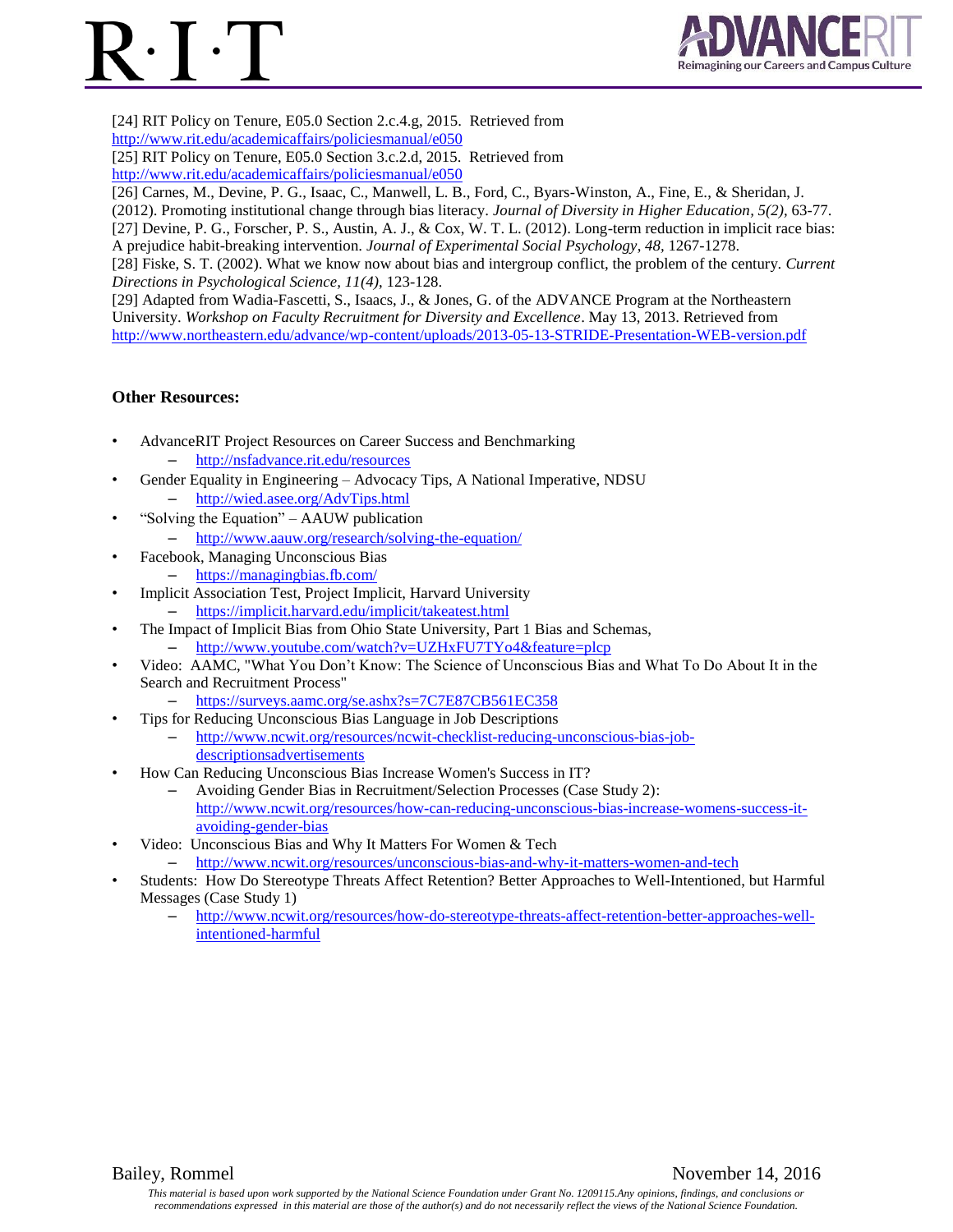[24] RIT Policy on Tenure, E05.0 Section 2.c.4.g, 2015. Retrieved from http://www.rit.edu/academicaffairs/policiesmanual/e050

[25] RIT Policy on Tenure, E05.0 Section 3.c.2.d, 2015. Retrieved from http://www.rit.edu/academicaffairs/policiesmanual/e050

[26] Carnes, M., Devine, P. G., Isaac, C., Manwell, L. B., Ford, C., Byars-Winston, A., Fine, E., & Sheridan, J. (2012). Promoting institutional change through bias literacy. *Journal of Diversity in Higher Education, 5(2)*, 63-77.

[27] Devine, P. G., Forscher, P. S., Austin, A. J., & Cox, W. T. L. (2012). Long-term reduction in implicit race bias: A prejudice habit-breaking intervention. *Journal of Experimental Social Psychology*, *48*, 1267-1278.

[28] Fiske, S. T. (2002). What we know now about bias and intergroup conflict, the problem of the century. *Current Directions in Psychological Science, 11(4)*, 123-128.

[29] Adapted from Wadia-Fascetti, S., Isaacs, J., & Jones, G. of the ADVANCE Program at the Northeastern University. *Workshop on Faculty Recruitment for Diversity and Excellence*. May 13, 2013. Retrieved from http://www.northeastern.edu/advance/wp-content/uploads/2013-05-13-STRIDE-Presentation-WEB-version.pdf

**Other Resources:**

- AdvanceRIT Project Resources on Career Success and Benchmarking
  - http://nsfadvance.rit.edu/resources
- Gender Equality in Engineering – Advocacy Tips, A National Imperative, NDSU
  - http://wied.asee.org/AdvTips.html
- "Solving the Equation" – AAUW publication
  - http://www.aauw.org/research/solving-the-equation/
- Facebook, Managing Unconscious Bias
  - https://managingbias.fb.com/
- Implicit Association Test, Project Implicit, Harvard University
  - https://implicit.harvard.edu/implicit/takeatest.html
- The Impact of Implicit Bias from Ohio State University, Part 1 Bias and Schemas,
  - http://www.youtube.com/watch?v=UZHxFU7TYo4&feature=plcp
- Video: AAMC, "What You Don't Know: The Science of Unconscious Bias and What To Do About It in the Search and Recruitment Process"
  - https://surveys.aamc.org/se.ashx?s=7C7E87CB561EC358
- Tips for Reducing Unconscious Bias Language in Job Descriptions
  - http://www.ncwit.org/resources/ncwit-checklist-reducing-unconscious-bias-job-descriptionsadvertisements
- How Can Reducing Unconscious Bias Increase Women's Success in IT?
  - Avoiding Gender Bias in Recruitment/Selection Processes (Case Study 2): http://www.ncwit.org/resources/how-can-reducing-unconscious-bias-increase-womens-success-it-avoiding-gender-bias
- Video: Unconscious Bias and Why It Matters For Women & Tech
  - http://www.ncwit.org/resources/unconscious-bias-and-why-it-matters-women-and-tech
- Students: How Do Stereotype Threats Affect Retention? Better Approaches to Well-Intentioned, but Harmful Messages (Case Study 1)
  - http://www.ncwit.org/resources/how-do-stereotype-threats-affect-retention-better-approaches-well-intentioned-harmful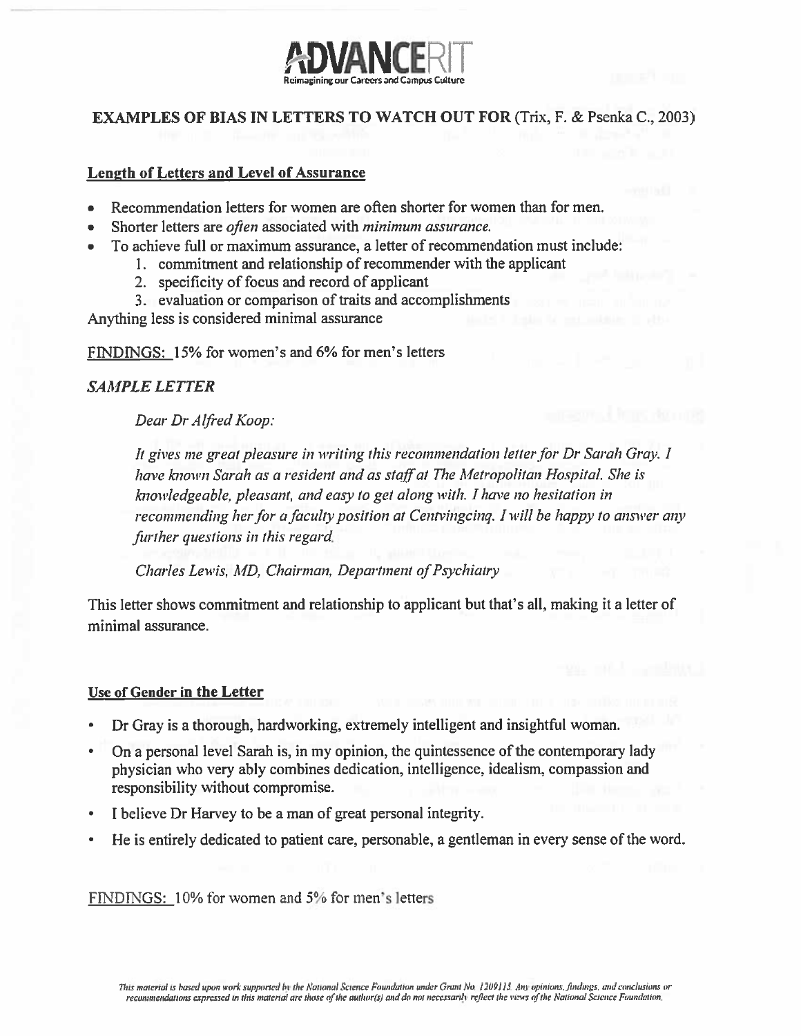# EXAMPLES OF BIAS IN LETTERS TO WATCH OUT FOR (Trix, F. & Psenka C., 2003)

## Length of Letters and Level of Assurance

- Recommendation letters for women are often shorter for women than for men.
- Shorter letters are *often* associated with *minimum assurance.*
- To achieve full or maximum assurance, a letter of recommendation must include:
  1. commitment and relationship of recommender with the applicant
  2. specificity of focus and record of applicant
  3. evaluation or comparison of traits and accomplishments

Anything less is considered minimal assurance

FINDINGS: 15% for women's and 6% for men's letters

### *SAMPLE LETTER*

> *Dear Dr Alfred Koop:*
>
> *It gives me great pleasure in writing this recommendation letter for Dr Sarah Gray. I have known Sarah as a resident and as staff at The Metropolitan Hospital. She is knowledgeable, pleasant, and easy to get along with. I have no hesitation in recommending her for a faculty position at Centvingcinq. I will be happy to answer any further questions in this regard.*
>
> *Charles Lewis, MD, Chairman, Department of Psychiatry*

This letter shows commitment and relationship to applicant but that's all, making it a letter of minimal assurance.

## Use of Gender in the Letter

- Dr Gray is a thorough, hardworking, extremely intelligent and insightful woman.
- On a personal level Sarah is, in my opinion, the quintessence of the contemporary lady physician who very ably combines dedication, intelligence, idealism, compassion and responsibility without compromise.
- I believe Dr Harvey to be a man of great personal integrity.
- He is entirely dedicated to patient care, personable, a gentleman in every sense of the word.

FINDINGS: 10% for women and 5% for men's letters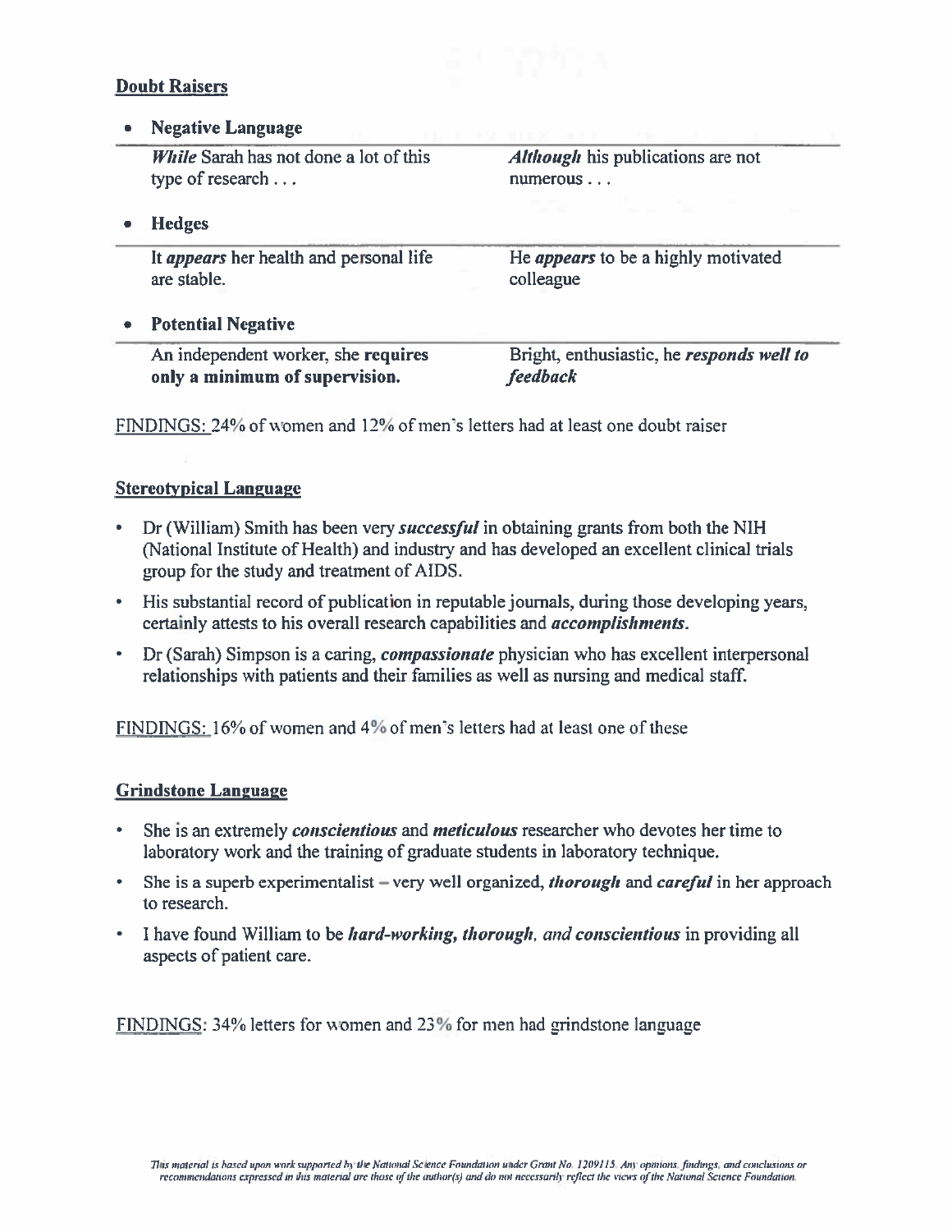## Doubt Raisers

- **Negative Language**

| | |
|---|---|
| ***While*** Sarah has not done a lot of this type of research . . . | ***Although*** his publications are not numerous . . . |

- **Hedges**

| | |
|---|---|
| It ***appears*** her health and personal life are stable. | He ***appears*** to be a highly motivated colleague |

- **Potential Negative**

| | |
|---|---|
| An independent worker, she **requires only a minimum of supervision.** | Bright, enthusiastic, he ***responds well to feedback*** |

FINDINGS: 24% of women and 12% of men's letters had at least one doubt raiser

## Stereotypical Language

- Dr (William) Smith has been very ***successful*** in obtaining grants from both the NIH (National Institute of Health) and industry and has developed an excellent clinical trials group for the study and treatment of AIDS.
- His substantial record of publication in reputable journals, during those developing years, certainly attests to his overall research capabilities and ***accomplishments.***
- Dr (Sarah) Simpson is a caring, ***compassionate*** physician who has excellent interpersonal relationships with patients and their families as well as nursing and medical staff.

FINDINGS: 16% of women and 4% of men's letters had at least one of these

## Grindstone Language

- She is an extremely ***conscientious*** and ***meticulous*** researcher who devotes her time to laboratory work and the training of graduate students in laboratory technique.
- She is a superb experimentalist – very well organized, ***thorough*** and ***careful*** in her approach to research.
- I have found William to be ***hard-working, thorough,*** *and* ***conscientious*** in providing all aspects of patient care.

FINDINGS: 34% letters for women and 23% for men had grindstone language

*This material is based upon work supported by the National Science Foundation under Grant No. 1209115. Any opinions, findings, and conclusions or recommendations expressed in this material are those of the author(s) and do not necessarily reflect the views of the National Science Foundation.*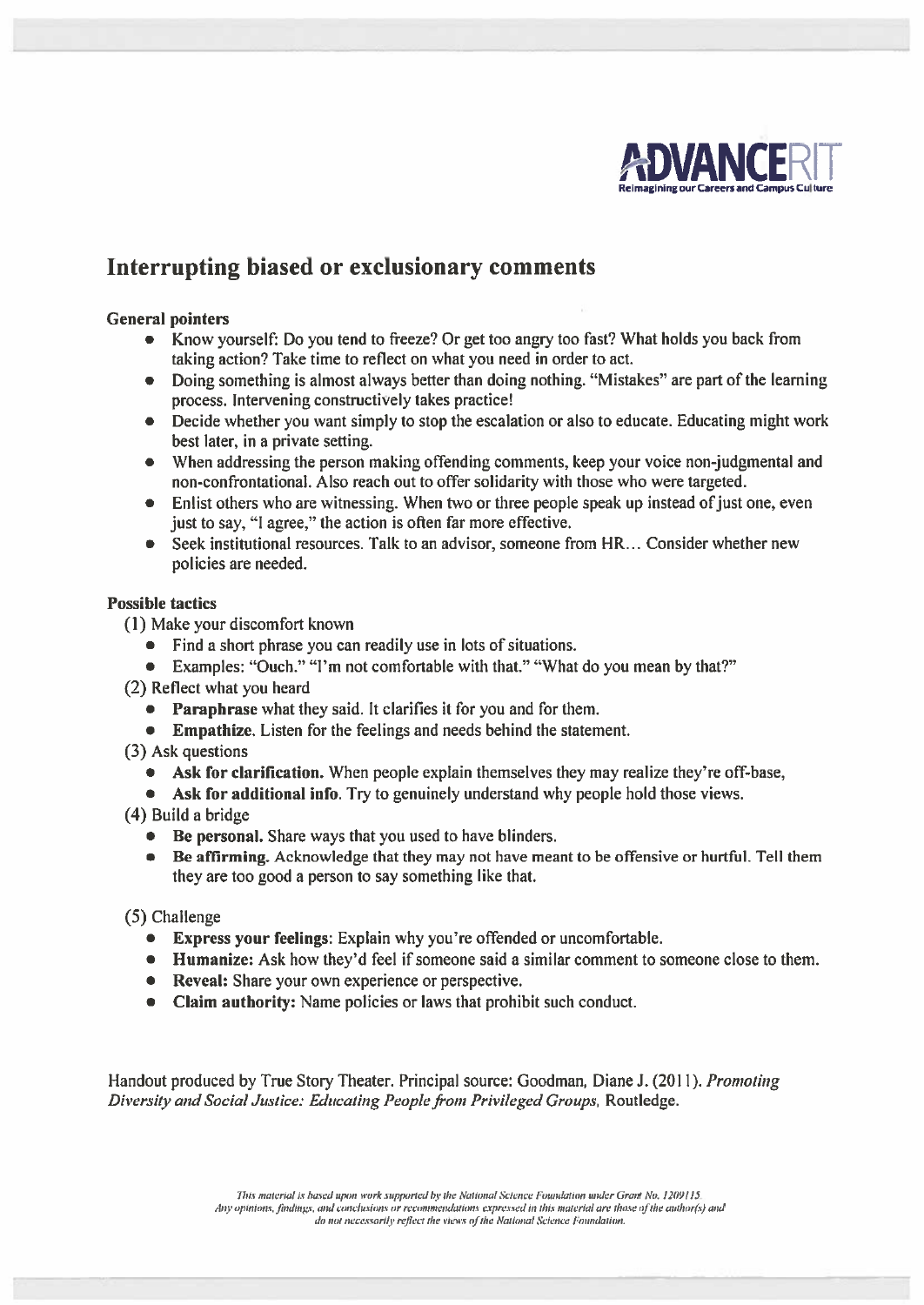ADVANCE RIT
Reimagining our Careers and Campus Culture

# Interrupting biased or exclusionary comments

**General pointers**

- Know yourself: Do you tend to freeze? Or get too angry too fast? What holds you back from taking action? Take time to reflect on what you need in order to act.
- Doing something is almost always better than doing nothing. "Mistakes" are part of the learning process. Intervening constructively takes practice!
- Decide whether you want simply to stop the escalation or also to educate. Educating might work best later, in a private setting.
- When addressing the person making offending comments, keep your voice non-judgmental and non-confrontational. Also reach out to offer solidarity with those who were targeted.
- Enlist others who are witnessing. When two or three people speak up instead of just one, even just to say, "I agree," the action is often far more effective.
- Seek institutional resources. Talk to an advisor, someone from HR… Consider whether new policies are needed.

**Possible tactics**

(1) Make your discomfort known
- Find a short phrase you can readily use in lots of situations.
- Examples: "Ouch." "I'm not comfortable with that." "What do you mean by that?"

(2) Reflect what you heard
- **Paraphrase** what they said. It clarifies it for you and for them.
- **Empathize.** Listen for the feelings and needs behind the statement.

(3) Ask questions
- **Ask for clarification.** When people explain themselves they may realize they're off-base,
- **Ask for additional info.** Try to genuinely understand why people hold those views.

(4) Build a bridge
- **Be personal.** Share ways that you used to have blinders.
- **Be affirming.** Acknowledge that they may not have meant to be offensive or hurtful. Tell them they are too good a person to say something like that.

(5) Challenge
- **Express your feelings**: Explain why you're offended or uncomfortable.
- **Humanize:** Ask how they'd feel if someone said a similar comment to someone close to them.
- **Reveal:** Share your own experience or perspective.
- **Claim authority:** Name policies or laws that prohibit such conduct.

Handout produced by True Story Theater. Principal source: Goodman, Diane J. (2011). *Promoting Diversity and Social Justice: Educating People from Privileged Groups*, Routledge.

*This material is based upon work supported by the National Science Foundation under Grant No. 1209115. Any opinions, findings, and conclusions or recommendations expressed in this material are those of the author(s) and do not necessarily reflect the views of the National Science Foundation.*